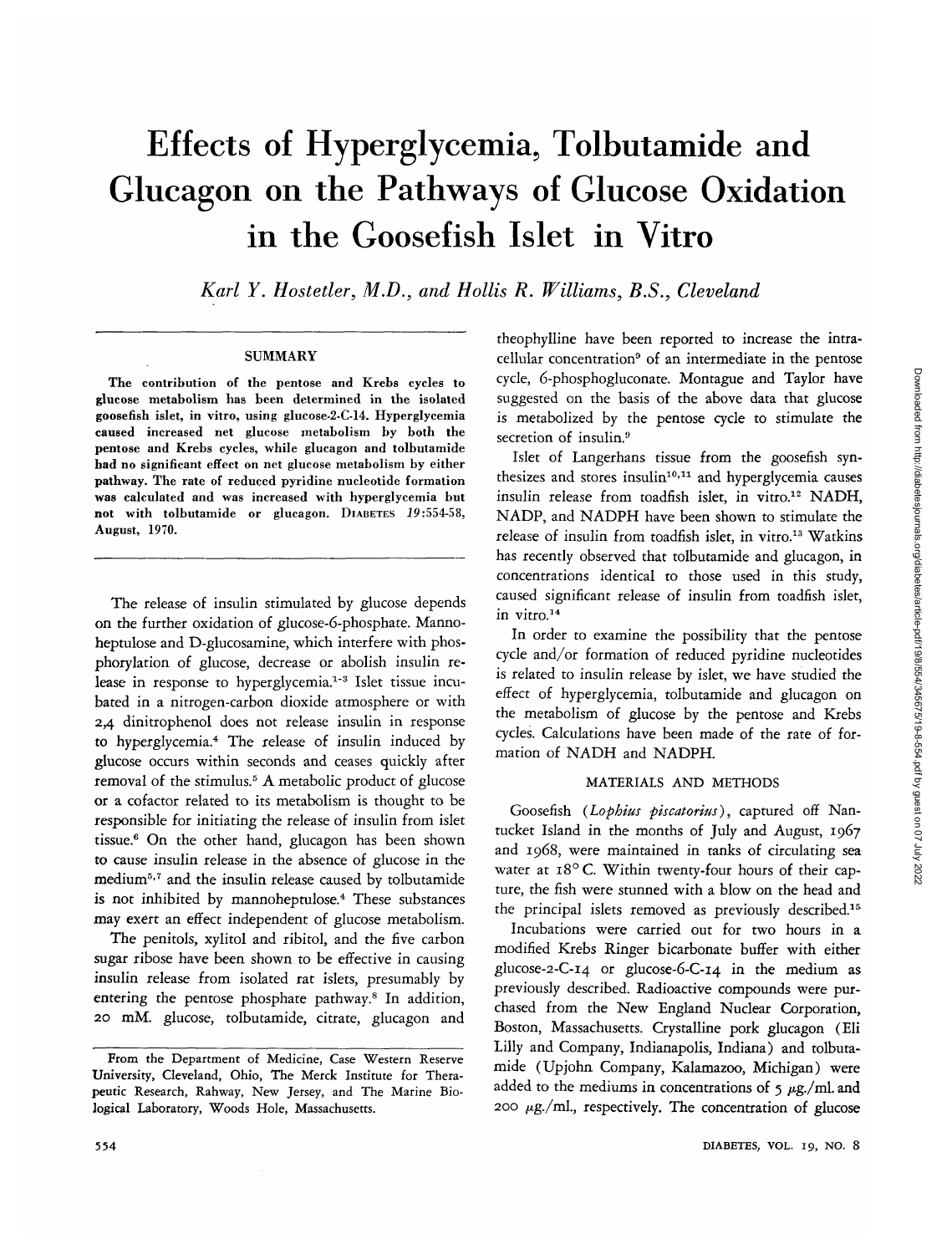# Effects of Hyperglycemia, Tolbutamide and Glucagon on the Pathways of Glucose Oxidation in the Goosefish Islet in Vitro

*Karl Y. Hostetler, M.D., and Hollis R. Williams, B.S., Cleveland*

## SUMMARY

**The contribution of the pentose and Krebs cycles to glucose metabolism has been determined in the isolated goosefish islet, in vitro, using glucose-2-C-14. Hyperglycemia caused increased net glucose metabolism by both the pentose and Krebs cycles, while glucagon and tolbutamide had no significant effect on net glucose metabolism by either pathway. The rate of reduced pyridine nucleotide formation was calculated and was increased with hyperglycemia but not with tolbutamide or glucagon.** DIABETES *19*:554-58, August, 1970.

The release of insulin stimulated by glucose depends on the further oxidation of glucose-6-phosphate. Mannoheptulose and D-glucosamine, which interfere with phosphorylation of glucose, decrease or abolish insulin release in response to hyperglycemia.[1-3] Islet tissue incubated in a nitrogen-carbon dioxide atmosphere or with 2,4 dinitrophenol does not release insulin in response to hyperglycemia.[4] The release of insulin induced by glucose occurs within seconds and ceases quickly after removal of the stimulus.[5] A metabolic product of glucose or a cofactor related to its metabolism is thought to be responsible for initiating the release of insulin from islet tissue.[6] On the other hand, glucagon has been shown to cause insulin release in the absence of glucose in the medium[5,7] and the insulin release caused by tolbutamide is not inhibited by mannoheptulose.[4] These substances may exert an effect independent of glucose metabolism.

The penitols, xylitol and ribitol, and the five carbon sugar ribose have been shown to be effective in causing insulin release from isolated rat islets, presumably by entering the pentose phosphate pathway.[8] In addition, 20 mM. glucose, tolbutamide, citrate, glucagon and theophylline have been reported to increase the intracellular concentration[9] of an intermediate in the pentose cycle, 6-phosphogluconate. Montague and Taylor have suggested on the basis of the above data that glucose is metabolized by the pentose cycle to stimulate the secretion of insulin.[9]

Islet of Langerhans tissue from the goosefish synthesizes and stores insulin[10,11] and hyperglycemia causes insulin release from toadfish islet, in vitro.[12] NADH, NADP, and NADPH have been shown to stimulate the release of insulin from toadfish islet, in vitro.[13] Watkins has recently observed that tolbutamide and glucagon, in concentrations identical to those used in this study, caused significant release of insulin from toadfish islet, in vitro.[14]

In order to examine the possibility that the pentose cycle and/or formation of reduced pyridine nucleotides is related to insulin release by islet, we have studied the effect of hyperglycemia, tolbutamide and glucagon on the metabolism of glucose by the pentose and Krebs cycles. Calculations have been made of the rate of formation of NADH and NADPH.

## MATERIALS AND METHODS

Goosefish (*Lophius piscatorius*), captured off Nantucket Island in the months of July and August, 1967 and 1968, were maintained in tanks of circulating sea water at 18° C. Within twenty-four hours of their capture, the fish were stunned with a blow on the head and the principal islets removed as previously described.[15]

Incubations were carried out for two hours in a modified Krebs Ringer bicarbonate buffer with either glucose-2-C-14 or glucose-6-C-14 in the medium as previously described. Radioactive compounds were purchased from the New England Nuclear Corporation, Boston, Massachusetts. Crystalline pork glucagon (Eli Lilly and Company, Indianapolis, Indiana) and tolbutamide (Upjohn Company, Kalamazoo, Michigan) were added to the mediums in concentrations of 5 μg./ml. and 200 μg./ml., respectively. The concentration of glucose

From the Department of Medicine, Case Western Reserve University, Cleveland, Ohio, The Merck Institute for Therapeutic Research, Rahway, New Jersey, and The Marine Biological Laboratory, Woods Hole, Massachusetts.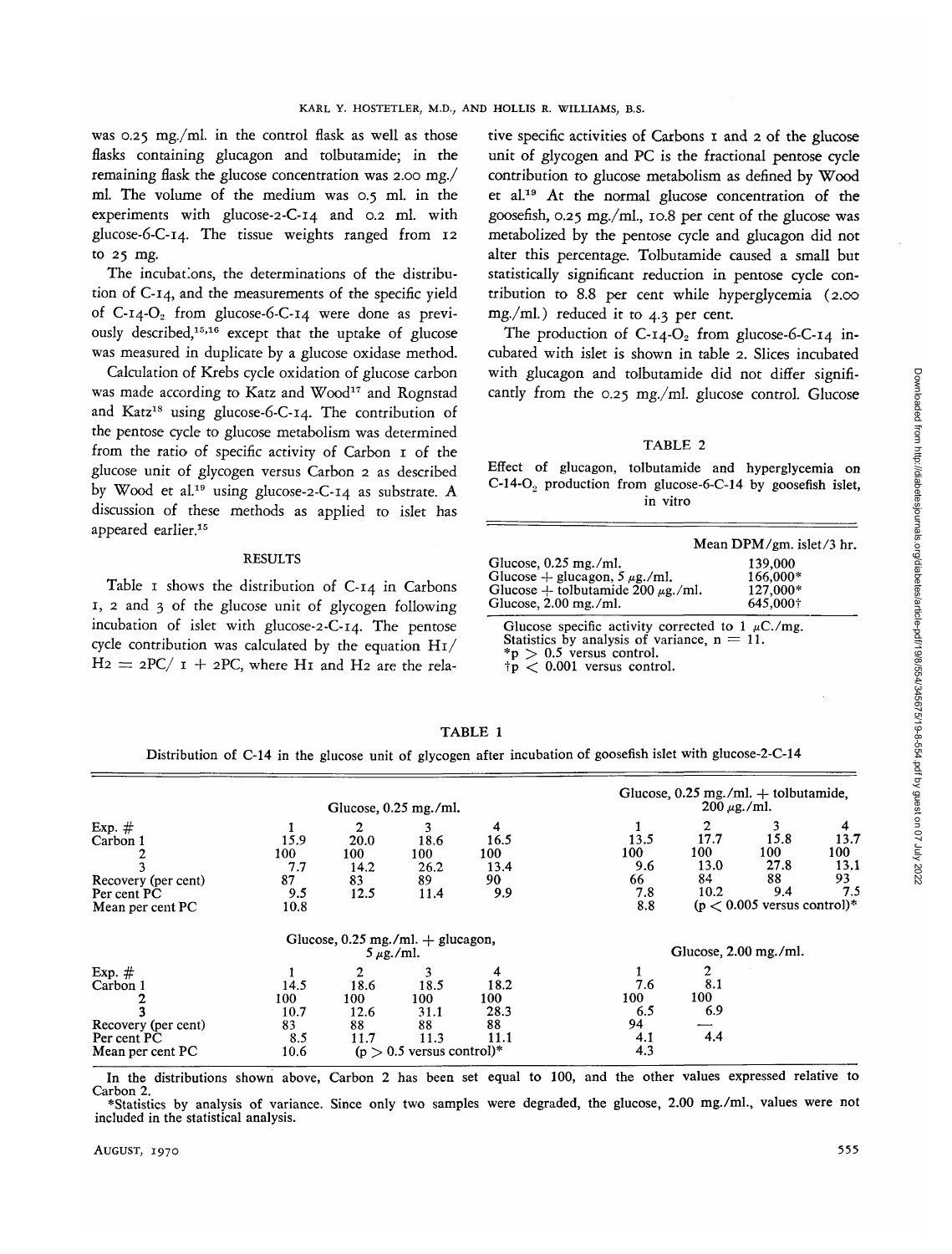was 0.25 mg./ml. in the control flask as well as those flasks containing glucagon and tolbutamide; in the remaining flask the glucose concentration was 2.00 mg./ml. The volume of the medium was 0.5 ml. in the experiments with glucose-2-C-14 and 0.2 ml. with glucose-6-C-14. The tissue weights ranged from 12 to 25 mg.

The incubations, the determinations of the distribution of C-14, and the measurements of the specific yield of C-14-$O_2$ from glucose-6-C-14 were done as previously described,[15,16] except that the uptake of glucose was measured in duplicate by a glucose oxidase method.

Calculation of Krebs cycle oxidation of glucose carbon was made according to Katz and Wood[17] and Rognstad and Katz[18] using glucose-6-C-14. The contribution of the pentose cycle to glucose metabolism was determined from the ratio of specific activity of Carbon 1 of the glucose unit of glycogen versus Carbon 2 as described by Wood et al.[19] using glucose-2-C-14 as substrate. A discussion of these methods as applied to islet has appeared earlier.[15]

## RESULTS

Table 1 shows the distribution of C-14 in Carbons 1, 2 and 3 of the glucose unit of glycogen following incubation of islet with glucose-2-C-14. The pentose cycle contribution was calculated by the equation $H1/H2 = 2PC/1 + 2PC$, where H1 and H2 are the relative specific activities of Carbons 1 and 2 of the glucose unit of glycogen and PC is the fractional pentose cycle contribution to glucose metabolism as defined by Wood et al.[19] At the normal glucose concentration of the goosefish, 0.25 mg./ml., 10.8 per cent of the glucose was metabolized by the pentose cycle and glucagon did not alter this percentage. Tolbutamide caused a small but statistically significant reduction in pentose cycle contribution to 8.8 per cent while hyperglycemia (2.00 mg./ml.) reduced it to 4.3 per cent.

The production of C-14-$O_2$ from glucose-6-C-14 incubated with islet is shown in table 2. Slices incubated with glucagon and tolbutamide did not differ significantly from the 0.25 mg./ml. glucose control. Glucose

TABLE 2

Effect of glucagon, tolbutamide and hyperglycemia on C-14-$O_2$ production from glucose-6-C-14 by goosefish islet, in vitro

| | Mean DPM/gm. islet/3 hr. |
|---|---|
| Glucose, 0.25 mg./ml. | 139,000 |
| Glucose + glucagon, 5 μg./ml. | 166,000* |
| Glucose + tolbutamide 200 μg./ml. | 127,000* |
| Glucose, 2.00 mg./ml. | 645,000† |

Glucose specific activity corrected to 1 μC./mg.
Statistics by analysis of variance, $n = 11$.
*$p > 0.5$ versus control.
†$p < 0.001$ versus control.

TABLE 1

Distribution of C-14 in the glucose unit of glycogen after incubation of goosefish islet with glucose-2-C-14

| | Glucose, 0.25 mg./ml. | | | | Glucose, 0.25 mg./ml. + tolbutamide, 200 μg./ml. | | | |
|---|---|---|---|---|---|---|---|---|
| Exp. # | 1 | 2 | 3 | 4 | 1 | 2 | 3 | 4 |
| Carbon 1 | 15.9 | 20.0 | 18.6 | 16.5 | 13.5 | 17.7 | 15.8 | 13.7 |
| 2 | 100 | 100 | 100 | 100 | 100 | 100 | 100 | 100 |
| 3 | 7.7 | 14.2 | 26.2 | 13.4 | 9.6 | 13.0 | 27.8 | 13.1 |
| Recovery (per cent) | 87 | 83 | 89 | 90 | 66 | 84 | 88 | 93 |
| Per cent PC | 9.5 | 12.5 | 11.4 | 9.9 | 7.8 | 10.2 | 9.4 | 7.5 |
| Mean per cent PC | 10.8 | | | | 8.8 | ($p < 0.005$ versus control)* | | |
| | **Glucose, 0.25 mg./ml. + glucagon, 5 μg./ml.** | | | | **Glucose, 2.00 mg./ml.** | | | |
| Exp. # | 1 | 2 | 3 | 4 | 1 | 2 | | |
| Carbon 1 | 14.5 | 18.6 | 18.5 | 18.2 | 7.6 | 8.1 | | |
| 2 | 100 | 100 | 100 | 100 | 100 | 100 | | |
| 3 | 10.7 | 12.6 | 31.1 | 28.3 | 6.5 | 6.9 | | |
| Recovery (per cent) | 83 | 88 | 88 | 88 | 94 | — | | |
| Per cent PC | 8.5 | 11.7 | 11.3 | 11.1 | 4.1 | 4.4 | | |
| Mean per cent PC | 10.6 | ($p > 0.5$ versus control)* | | | 4.3 | | | |

In the distributions shown above, Carbon 2 has been set equal to 100, and the other values expressed relative to Carbon 2.
*Statistics by analysis of variance. Since only two samples were degraded, the glucose, 2.00 mg./ml., values were not included in the statistical analysis.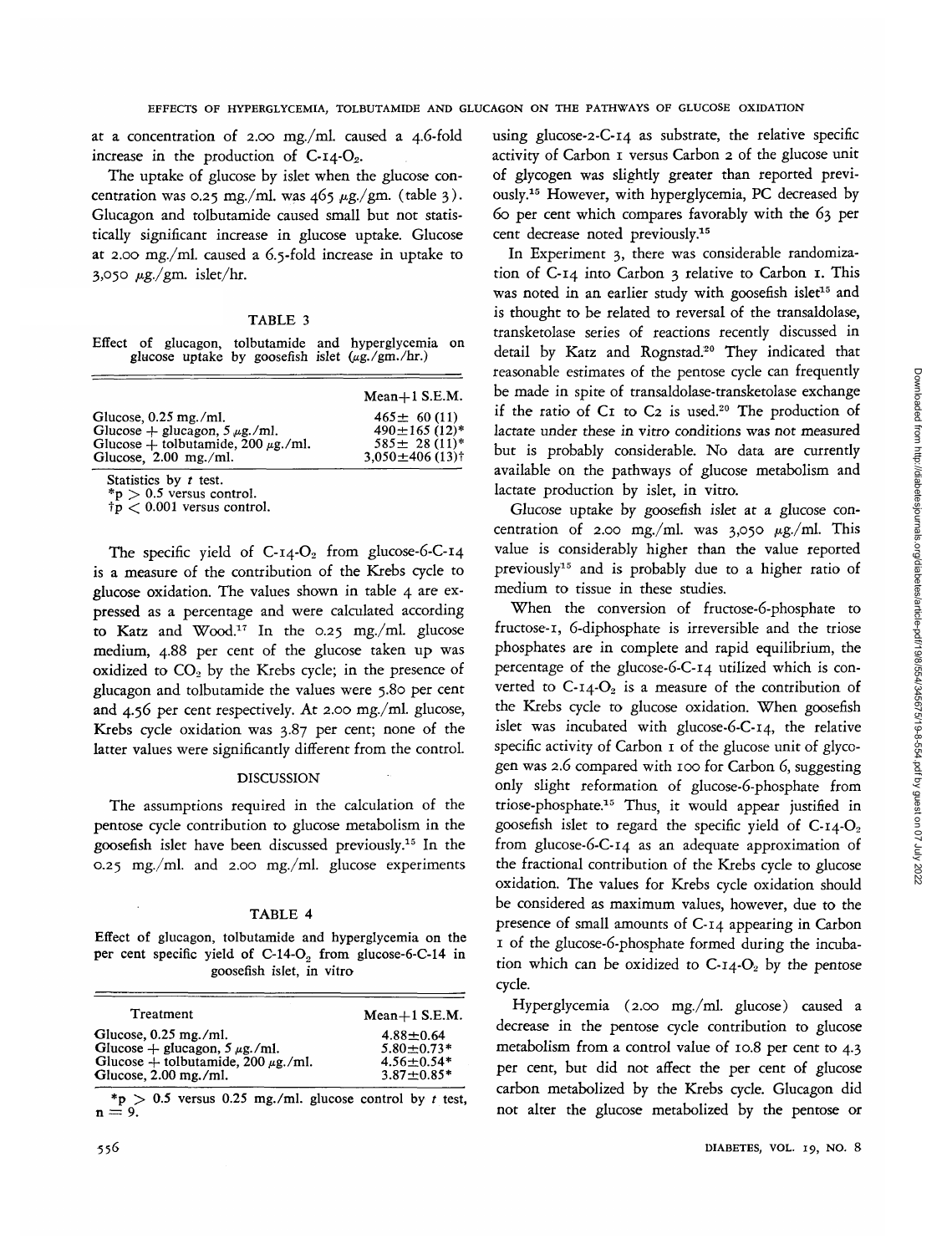at a concentration of 2.00 mg./ml. caused a 4.6-fold increase in the production of C-14-$O_2$.

The uptake of glucose by islet when the glucose concentration was 0.25 mg./ml. was 465 μg./gm. (table 3). Glucagon and tolbutamide caused small but not statistically significant increase in glucose uptake. Glucose at 2.00 mg./ml. caused a 6.5-fold increase in uptake to 3,050 μg./gm. islet/hr.

TABLE 3

Effect of glucagon, tolbutamide and hyperglycemia on glucose uptake by goosefish islet (μg./gm./hr.)

| | Mean+1 S.E.M. |
|---|---|
| Glucose, 0.25 mg./ml. | 465± 60 (11) |
| Glucose + glucagon, 5 μg./ml. | 490±165 (12)* |
| Glucose + tolbutamide, 200 μg./ml. | 585± 28 (11)* |
| Glucose, 2.00 mg./ml. | 3,050±406 (13)† |

Statistics by $t$ test.
*$p > 0.5$ versus control.
†$p < 0.001$ versus control.

The specific yield of C-14-$O_2$ from glucose-6-C-14 is a measure of the contribution of the Krebs cycle to glucose oxidation. The values shown in table 4 are expressed as a percentage and were calculated according to Katz and Wood.[17] In the 0.25 mg./ml. glucose medium, 4.88 per cent of the glucose taken up was oxidized to $CO_2$ by the Krebs cycle; in the presence of glucagon and tolbutamide the values were 5.80 per cent and 4.56 per cent respectively. At 2.00 mg./ml. glucose, Krebs cycle oxidation was 3.87 per cent; none of the latter values were significantly different from the control.

## DISCUSSION

The assumptions required in the calculation of the pentose cycle contribution to glucose metabolism in the goosefish islet have been discussed previously.[15] In the 0.25 mg./ml. and 2.00 mg./ml. glucose experiments using glucose-2-C-14 as substrate, the relative specific activity of Carbon 1 versus Carbon 2 of the glucose unit of glycogen was slightly greater than reported previously.[15] However, with hyperglycemia, PC decreased by 60 per cent which compares favorably with the 63 per cent decrease noted previously.[15]

TABLE 4

Effect of glucagon, tolbutamide and hyperglycemia on the per cent specific yield of C-14-$O_2$ from glucose-6-C-14 in goosefish islet, in vitro

| Treatment | Mean+1 S.E.M. |
|---|---|
| Glucose, 0.25 mg./ml. | 4.88±0.64 |
| Glucose + glucagon, 5 μg./ml. | 5.80±0.73* |
| Glucose + tolbutamide, 200 μg./ml. | 4.56±0.54* |
| Glucose, 2.00 mg./ml. | 3.87±0.85* |

*$p > 0.5$ versus 0.25 mg./ml. glucose control by $t$ test, $n = 9$.

In Experiment 3, there was considerable randomization of C-14 into Carbon 3 relative to Carbon 1. This was noted in an earlier study with goosefish islet[15] and is thought to be related to reversal of the transaldolase, transketolase series of reactions recently discussed in detail by Katz and Rognstad.[20] They indicated that reasonable estimates of the pentose cycle can frequently be made in spite of transaldolase-transketolase exchange if the ratio of C1 to C2 is used.[20] The production of lactate under these in vitro conditions was not measured but is probably considerable. No data are currently available on the pathways of glucose metabolism and lactate production by islet, in vitro.

Glucose uptake by goosefish islet at a glucose concentration of 2.00 mg./ml. was 3,050 μg./ml. This value is considerably higher than the value reported previously[15] and is probably due to a higher ratio of medium to tissue in these studies.

When the conversion of fructose-6-phosphate to fructose-1, 6-diphosphate is irreversible and the triose phosphates are in complete and rapid equilibrium, the percentage of the glucose-6-C-14 utilized which is converted to C-14-$O_2$ is a measure of the contribution of the Krebs cycle to glucose oxidation. When goosefish islet was incubated with glucose-6-C-14, the relative specific activity of Carbon 1 of the glucose unit of glycogen was 2.6 compared with 100 for Carbon 6, suggesting only slight reformation of glucose-6-phosphate from triose-phosphate.[15] Thus, it would appear justified in goosefish islet to regard the specific yield of C-14-$O_2$ from glucose-6-C-14 as an adequate approximation of the fractional contribution of the Krebs cycle to glucose oxidation. The values for Krebs cycle oxidation should be considered as maximum values, however, due to the presence of small amounts of C-14 appearing in Carbon 1 of the glucose-6-phosphate formed during the incubation which can be oxidized to C-14-$O_2$ by the pentose cycle.

Hyperglycemia (2.00 mg./ml. glucose) caused a decrease in the pentose cycle contribution to glucose metabolism from a control value of 10.8 per cent to 4.3 per cent, but did not affect the per cent of glucose carbon metabolized by the Krebs cycle. Glucagon did not alter the glucose metabolized by the pentose or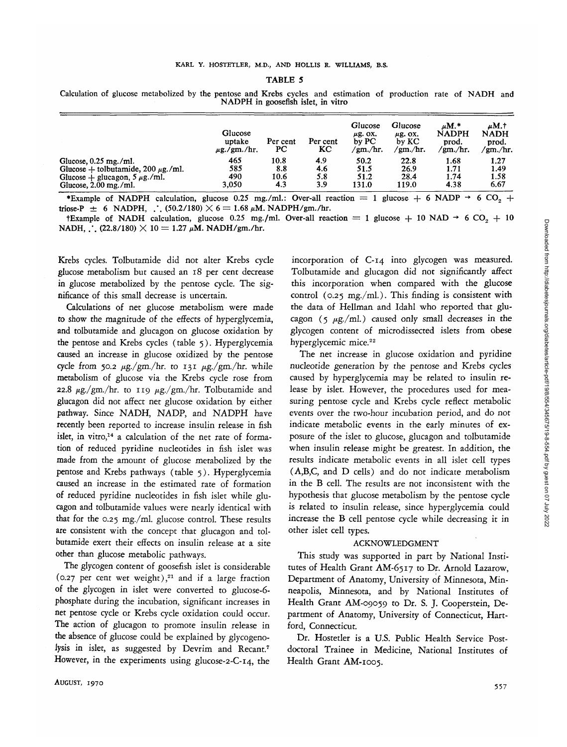## TABLE 5

Calculation of glucose metabolized by the pentose and Krebs cycles and estimation of production rate of NADH and NADPH in goosefish islet, in vitro

| | Glucose uptake μg./gm./hr. | Per cent PC | Per cent KC | Glucose μg. ox. by PC /gm./hr. | Glucose μg. ox. by KC /gm./hr. | μM.* NADPH prod. /gm./hr. | μM.† NADH prod. /gm./hr. |
|---|---|---|---|---|---|---|---|
| Glucose, 0.25 mg./ml. | 465 | 10.8 | 4.9 | 50.2 | 22.8 | 1.68 | 1.27 |
| Glucose + tolbutamide, 200 μg./ml. | 585 | 8.8 | 4.6 | 51.5 | 26.9 | 1.71 | 1.49 |
| Glucose + glucagon, 5 μg./ml. | 490 | 10.6 | 5.8 | 51.2 | 28.4 | 1.74 | 1.58 |
| Glucose, 2.00 mg./ml. | 3,050 | 4.3 | 3.9 | 131.0 | 119.0 | 4.38 | 6.67 |

*Example of NADPH calculation, glucose 0.25 mg./ml.: Over-all reaction = 1 glucose + 6 NADP → 6 $CO_2$ + triose-P ± 6 NADPH, ∴ (50.2/180) × 6 = 1.68 μM. NADPH/gm./hr.

†Example of NADH calculation, glucose 0.25 mg./ml. Over-all reaction = 1 glucose + 10 NAD → 6 $CO_2$ + 10 NADH, ∴ (22.8/180) × 10 = 1.27 μM. NADH/gm./hr.

Krebs cycles. Tolbutamide did not alter Krebs cycle glucose metabolism but caused an 18 per cent decrease in glucose metabolized by the pentose cycle. The significance of this small decrease is uncertain.

Calculations of net glucose metabolism were made to show the magnitude of the effects of hyperglycemia, and tolbutamide and glucagon on glucose oxidation by the pentose and Krebs cycles (table 5). Hyperglycemia caused an increase in glucose oxidized by the pentose cycle from 50.2 μg./gm./hr. to 131 μg./gm./hr. while metabolism of glucose via the Krebs cycle rose from 22.8 μg./gm./hr. to 119 μg./gm./hr. Tolbutamide and glucagon did not affect net glucose oxidation by either pathway. Since NADH, NADP, and NADPH have recently been reported to increase insulin release in fish islet, in vitro,[14] a calculation of the net rate of formation of reduced pyridine nucleotides in fish islet was made from the amount of glucose metabolized by the pentose and Krebs pathways (table 5). Hyperglycemia caused an increase in the estimated rate of formation of reduced pyridine nucleotides in fish islet while glucagon and tolbutamide values were nearly identical with that for the 0.25 mg./ml. glucose control. These results are consistent with the concept that glucagon and tolbutamide exert their effects on insulin release at a site other than glucose metabolic pathways.

The glycogen content of goosefish islet is considerable (0.27 per cent wet weight),[21] and if a large fraction of the glycogen in islet were converted to glucose-6-phosphate during the incubation, significant increases in net pentose cycle or Krebs cycle oxidation could occur. The action of glucagon to promote insulin release in the absence of glucose could be explained by glycogenolysis in islet, as suggested by Devrim and Recant.[7] However, in the experiments using glucose-2-C-14, the incorporation of C-14 into glycogen was measured. Tolbutamide and glucagon did not significantly affect this incorporation when compared with the glucose control (0.25 mg./ml.). This finding is consistent with the data of Hellman and Idahl who reported that glucagon (5 μg./ml.) caused only small decreases in the glycogen content of microdissected islets from obese hyperglycemic mice.[22]

The net increase in glucose oxidation and pyridine nucleotide generation by the pentose and Krebs cycles caused by hyperglycemia may be related to insulin release by islet. However, the procedures used for measuring pentose cycle and Krebs cycle reflect metabolic events over the two-hour incubation period, and do not indicate metabolic events in the early minutes of exposure of the islet to glucose, glucagon and tolbutamide when insulin release might be greatest. In addition, the results indicate metabolic events in all islet cell types (A,B,C, and D cells) and do not indicate metabolism in the B cell. The results are not inconsistent with the hypothesis that glucose metabolism by the pentose cycle is related to insulin release, since hyperglycemia could increase the B cell pentose cycle while decreasing it in other islet cell types.

### ACKNOWLEDGMENT

This study was supported in part by National Institutes of Health Grant AM-6517 to Dr. Arnold Lazarow, Department of Anatomy, University of Minnesota, Minneapolis, Minnesota, and by National Institutes of Health Grant AM-09059 to Dr. S. J. Cooperstein, Department of Anatomy, University of Connecticut, Hartford, Connecticut.

Dr. Hostetler is a U.S. Public Health Service Postdoctoral Trainee in Medicine, National Institutes of Health Grant AM-1005.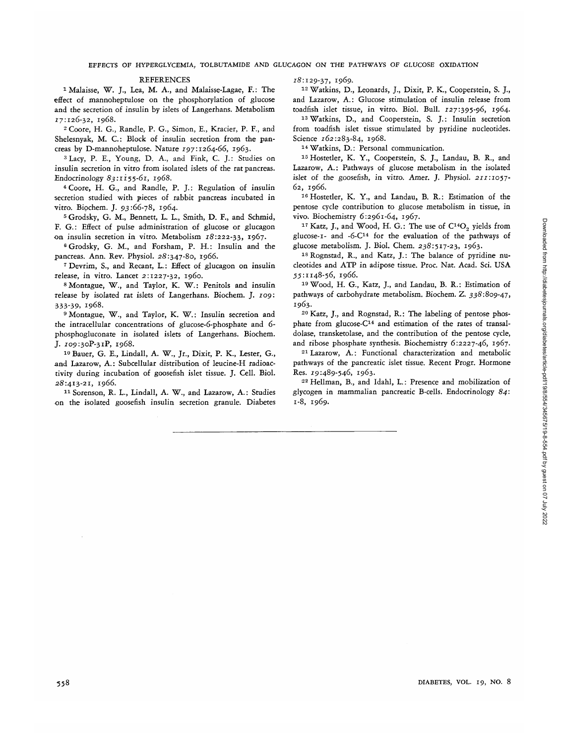## REFERENCES

1 Malaisse, W. J., Lea, M. A., and Malaisse-Lagae, F.: The effect of mannoheptulose on the phosphorylation of glucose and the secretion of insulin by islets of Langerhans. Metabolism *17*:126-32, 1968.

2 Coore, H. G., Randle, P. G., Simon, E., Kracier, P. F., and Shelesnyak, M. C.: Block of insulin secretion from the pancreas by D-mannoheptulose. Nature *197*:1264-66, 1963.

3 Lacy, P. E., Young, D. A., and Fink, C. J.: Studies on insulin secretion in vitro from isolated islets of the rat pancreas. Endocrinology *83*:1155-61, 1968.

4 Coore, H. G., and Randle, P. J.: Regulation of insulin secretion studied with pieces of rabbit pancreas incubated in vitro. Biochem. J. *93*:66-78, 1964.

5 Grodsky, G. M., Bennett, L. L., Smith, D. F., and Schmid, F. G.: Effect of pulse administration of glucose or glucagon on insulin secretion in vitro. Metabolism *18*:222-33, 1967.

6 Grodsky, G. M., and Forsham, P. H.: Insulin and the pancreas. Ann. Rev. Physiol. *28*:347-80, 1966.

7 Devrim, S., and Recant, L.: Effect of glucagon on insulin release, in vitro. Lancet *2*:1227-32, 1960.

8 Montague, W., and Taylor, K. W.: Penitols and insulin release by isolated rat islets of Langerhans. Biochem. J. *109*: 333-39, 1968.

9 Montague, W., and Taylor, K. W.: Insulin secretion and the intracellular concentrations of glucose-6-phosphate and 6-phosphogluconate in isolated islets of Langerhans. Biochem. J. *109*:30P-31P, 1968.

10 Bauer, G. E., Lindall, A. W., Jr., Dixit, P. K., Lester, G., and Lazarow, A.: Subcellular distribution of leucine-H radioactivity during incubation of goosefish islet tissue. J. Cell. Biol. *28*:413-21, 1966.

11 Sorenson, R. L., Lindall, A. W., and Lazarow, A.: Studies on the isolated goosefish insulin secretion granule. Diabetes *18*:129-37, 1969.

12 Watkins, D., Leonards, J., Dixit, P. K., Cooperstein, S. J., and Lazarow, A.: Glucose stimulation of insulin release from toadfish islet tissue, in vitro. Biol. Bull. *127*:395-96, 1964.

13 Watkins, D., and Cooperstein, S. J.: Insulin secretion from toadfish islet tissue stimulated by pyridine nucleotides. Science *162*:283-84, 1968.

14 Watkins, D.: Personal communication.

15 Hostetler, K. Y., Cooperstein, S. J., Landau, B. R., and Lazarow, A.: Pathways of glucose metabolism in the isolated islet of the goosefish, in vitro. Amer. J. Physiol. *211*:1057-62, 1966.

16 Hostetler, K. Y., and Landau, B. R.: Estimation of the pentose cycle contribution to glucose metabolism in tissue, in vivo. Biochemistry *6*:2961-64, 1967.

17 Katz, J., and Wood, H. G.: The use of $C^{14}O_2$ yields from glucose-1- and -6-$C^{14}$ for the evaluation of the pathways of glucose metabolism. J. Biol. Chem. *238*:517-23, 1963.

18 Rognstad, R., and Katz, J.: The balance of pyridine nucleotides and ATP in adipose tissue. Proc. Nat. Acad. Sci. USA *55*:1148-56, 1966.

19 Wood, H. G., Katz, J., and Landau, B. R.: Estimation of pathways of carbohydrate metabolism. Biochem. Z. *338*:809-47, 1963.

20 Katz, J., and Rognstad, R.: The labeling of pentose phosphate from glucose-$C^{14}$ and estimation of the rates of transaldolase, transketolase, and the contribution of the pentose cycle, and ribose phosphate synthesis. Biochemistry *6*:2227-46, 1967.

21 Lazarow, A.: Functional characterization and metabolic pathways of the pancreatic islet tissue. Recent Progr. Hormone Res. *19*:489-546, 1963.

22 Hellman, B., and Idahl, L.: Presence and mobilization of glycogen in mammalian pancreatic B-cells. Endocrinology *84*: 1-8, 1969.